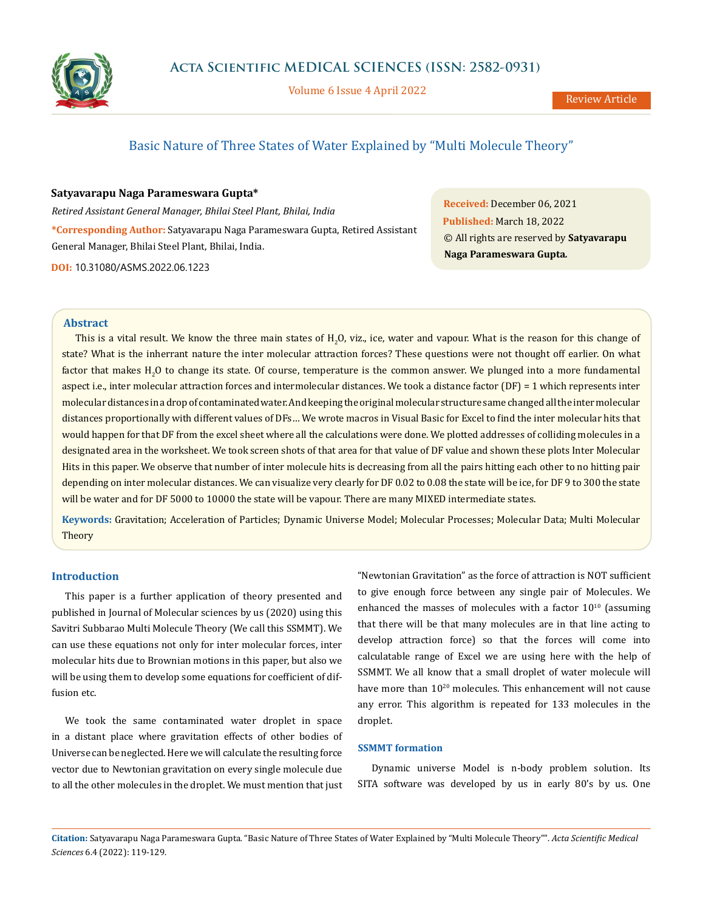Review Article

# Basic Nature of Three States of Water Explained by "Multi Molecule Theory"

**Satyavarapu Naga Parameswara Gupta***

*Retired Assistant General Manager, Bhilai Steel Plant, Bhilai, India*

***Corresponding Author:** Satyavarapu Naga Parameswara Gupta, Retired Assistant General Manager, Bhilai Steel Plant, Bhilai, India.

**DOI:** 10.31080/ASMS.2022.06.1223

**Received:** December 06, 2021
**Published:** March 18, 2022
© All rights are reserved by **Satyavarapu Naga Parameswara Gupta.**

## Abstract

This is a vital result. We know the three main states of $H_2O$, viz., ice, water and vapour. What is the reason for this change of state? What is the inherrant nature the inter molecular attraction forces? These questions were not thought off earlier. On what factor that makes $H_2O$ to change its state. Of course, temperature is the common answer. We plunged into a more fundamental aspect i.e., inter molecular attraction forces and intermolecular distances. We took a distance factor (DF) = 1 which represents inter molecular distances in a drop of contaminated water. And keeping the original molecular structure same changed all the inter molecular distances proportionally with different values of DFs… We wrote macros in Visual Basic for Excel to find the inter molecular hits that would happen for that DF from the excel sheet where all the calculations were done. We plotted addresses of colliding molecules in a designated area in the worksheet. We took screen shots of that area for that value of DF value and shown these plots Inter Molecular Hits in this paper. We observe that number of inter molecule hits is decreasing from all the pairs hitting each other to no hitting pair depending on inter molecular distances. We can visualize very clearly for DF 0.02 to 0.08 the state will be ice, for DF 9 to 300 the state will be water and for DF 5000 to 10000 the state will be vapour. There are many MIXED intermediate states.

**Keywords:** Gravitation; Acceleration of Particles; Dynamic Universe Model; Molecular Processes; Molecular Data; Multi Molecular Theory

## Introduction

This paper is a further application of theory presented and published in Journal of Molecular sciences by us (2020) using this Savitri Subbarao Multi Molecule Theory (We call this SSMMT). We can use these equations not only for inter molecular forces, inter molecular hits due to Brownian motions in this paper, but also we will be using them to develop some equations for coefficient of diffusion etc.

We took the same contaminated water droplet in space in a distant place where gravitation effects of other bodies of Universe can be neglected. Here we will calculate the resulting force vector due to Newtonian gravitation on every single molecule due to all the other molecules in the droplet. We must mention that just "Newtonian Gravitation" as the force of attraction is NOT sufficient to give enough force between any single pair of Molecules. We enhanced the masses of molecules with a factor $10^{10}$ (assuming that there will be that many molecules are in that line acting to develop attraction force) so that the forces will come into calculatable range of Excel we are using here with the help of SSMMT. We all know that a small droplet of water molecule will have more than $10^{20}$ molecules. This enhancement will not cause any error. This algorithm is repeated for 133 molecules in the droplet.

### SSMMT formation

Dynamic universe Model is n-body problem solution. Its SITA software was developed by us in early 80's by us. One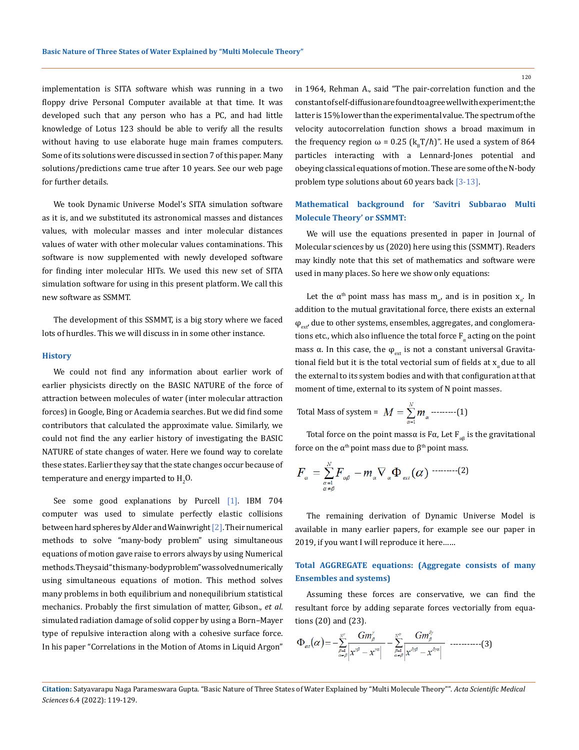implementation is SITA software whish was running in a two floppy drive Personal Computer available at that time. It was developed such that any person who has a PC, and had little knowledge of Lotus 123 should be able to verify all the results without having to use elaborate huge main frames computers. Some of its solutions were discussed in section 7 of this paper. Many solutions/predictions came true after 10 years. See our web page for further details.

We took Dynamic Universe Model's SITA simulation software as it is, and we substituted its astronomical masses and distances values, with molecular masses and inter molecular distances values of water with other molecular values contaminations. This software is now supplemented with newly developed software for finding inter molecular HITs. We used this new set of SITA simulation software for using in this present platform. We call this new software as SSMMT.

The development of this SSMMT, is a big story where we faced lots of hurdles. This we will discuss in in some other instance.

### History

We could not find any information about earlier work of earlier physicists directly on the BASIC NATURE of the force of attraction between molecules of water (inter molecular attraction forces) in Google, Bing or Academia searches. But we did find some contributors that calculated the approximate value. Similarly, we could not find the any earlier history of investigating the BASIC NATURE of state changes of water. Here we found way to corelate these states. Earlier they say that the state changes occur because of temperature and energy imparted to $H_2O$.

See some good explanations by Purcell [1]. IBM 704 computer was used to simulate perfectly elastic collisions between hard spheres by Alder and Wainwright [2]. Their numerical methods to solve "many-body problem" using simultaneous equations of motion gave raise to errors always by using Numerical methods. They said "this many-body problem" was solved numerically using simultaneous equations of motion. This method solves many problems in both equilibrium and nonequilibrium statistical mechanics. Probably the first simulation of matter, Gibson., *et al.* simulated radiation damage of solid copper by using a Born–Mayer type of repulsive interaction along with a cohesive surface force. In his paper "Correlations in the Motion of Atoms in Liquid Argon" in 1964, Rehman A., said "The pair-correlation function and the constant of self-diffusion are found to agree well with experiment; the latter is 15% lower than the experimental value. The spectrum of the velocity autocorrelation function shows a broad maximum in the frequency region $\omega = 0.25\ (k_BT/\hbar)$". He used a system of 864 particles interacting with a Lennard-Jones potential and obeying classical equations of motion. These are some of the N-body problem type solutions about 60 years back [3-13].

### Mathematical background for 'Savitri Subbarao Multi Molecule Theory' or SSMMT:

We will use the equations presented in paper in Journal of Molecular sciences by us (2020) here using this (SSMMT). Readers may kindly note that this set of mathematics and software were used in many places. So here we show only equations:

Let the $\alpha^{th}$ point mass has mass $m_\alpha$, and is in position $x_\alpha$. In addition to the mutual gravitational force, there exists an external $\varphi_{ext}$, due to other systems, ensembles, aggregates, and conglomerations etc., which also influence the total force $F_\alpha$ acting on the point mass $\alpha$. In this case, the $\varphi_{ext}$ is not a constant universal Gravitational field but it is the total vectorial sum of fields at $x_\alpha$ due to all the external to its system bodies and with that configuration at that moment of time, external to its system of N point masses.

$$\text{Total Mass of system} = M = \sum_{\alpha=1}^{N} m_\alpha \text{ ---------(1)}$$

Total force on the point mass $\alpha$ is $F\alpha$, Let $F_{\alpha\beta}$ is the gravitational force on the $\alpha^{th}$ point mass due to $\beta^{th}$ point mass.

$$F_\alpha = \sum_{\substack{\alpha=1 \\ \alpha\neq\beta}}^{N} F_{\alpha\beta} - m_\alpha \nabla_\alpha \Phi_{ext}(\alpha) \text{ ---------(2)}$$

The remaining derivation of Dynamic Universe Model is available in many earlier papers, for example see our paper in 2019, if you want I will reproduce it here……

### Total AGGREGATE equations: (Aggregate consists of many Ensembles and systems)

Assuming these forces are conservative, we can find the resultant force by adding separate forces vectorially from equations (20) and (23).

$$\Phi_{ext}(\alpha) = -\sum_{\substack{\beta=1 \\ \alpha\neq\beta}}^{N^\gamma} \frac{Gm_\beta^\gamma}{\left|x^{\gamma\beta} - x^{\gamma\alpha}\right|} - \sum_{\substack{\beta=1 \\ \alpha\neq\beta}}^{N^{\delta\gamma}} \frac{Gm_\beta^{\delta\gamma}}{\left|x^{\delta\gamma\beta} - x^{\delta\gamma\alpha}\right|} \text{ ----------(3)}$$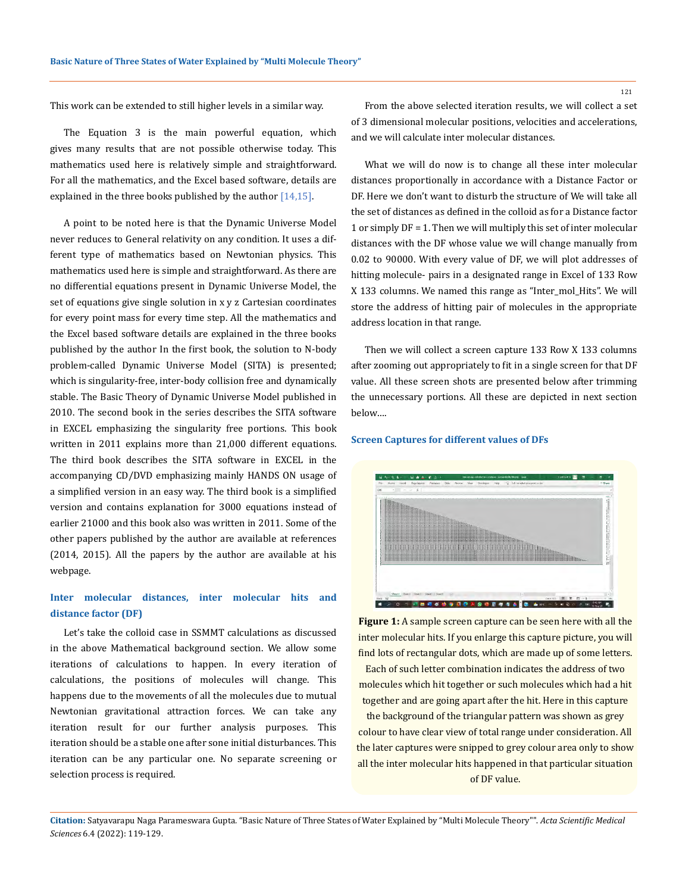This work can be extended to still higher levels in a similar way.

The Equation 3 is the main powerful equation, which gives many results that are not possible otherwise today. This mathematics used here is relatively simple and straightforward. For all the mathematics, and the Excel based software, details are explained in the three books published by the author [14,15].

A point to be noted here is that the Dynamic Universe Model never reduces to General relativity on any condition. It uses a different type of mathematics based on Newtonian physics. This mathematics used here is simple and straightforward. As there are no differential equations present in Dynamic Universe Model, the set of equations give single solution in x y z Cartesian coordinates for every point mass for every time step. All the mathematics and the Excel based software details are explained in the three books published by the author In the first book, the solution to N-body problem-called Dynamic Universe Model (SITA) is presented; which is singularity-free, inter-body collision free and dynamically stable. The Basic Theory of Dynamic Universe Model published in 2010. The second book in the series describes the SITA software in EXCEL emphasizing the singularity free portions. This book written in 2011 explains more than 21,000 different equations. The third book describes the SITA software in EXCEL in the accompanying CD/DVD emphasizing mainly HANDS ON usage of a simplified version in an easy way. The third book is a simplified version and contains explanation for 3000 equations instead of earlier 21000 and this book also was written in 2011. Some of the other papers published by the author are available at references (2014, 2015). All the papers by the author are available at his webpage.

## Inter molecular distances, inter molecular hits and distance factor (DF)

Let's take the colloid case in SSMMT calculations as discussed in the above Mathematical background section. We allow some iterations of calculations to happen. In every iteration of calculations, the positions of molecules will change. This happens due to the movements of all the molecules due to mutual Newtonian gravitational attraction forces. We can take any iteration result for our further analysis purposes. This iteration should be a stable one after sone initial disturbances. This iteration can be any particular one. No separate screening or selection process is required.

From the above selected iteration results, we will collect a set of 3 dimensional molecular positions, velocities and accelerations, and we will calculate inter molecular distances.

What we will do now is to change all these inter molecular distances proportionally in accordance with a Distance Factor or DF. Here we don't want to disturb the structure of We will take all the set of distances as defined in the colloid as for a Distance factor 1 or simply DF = 1. Then we will multiply this set of inter molecular distances with the DF whose value we will change manually from 0.02 to 90000. With every value of DF, we will plot addresses of hitting molecule- pairs in a designated range in Excel of 133 Row X 133 columns. We named this range as "Inter_mol_Hits". We will store the address of hitting pair of molecules in the appropriate address location in that range.

Then we will collect a screen capture 133 Row X 133 columns after zooming out appropriately to fit in a single screen for that DF value. All these screen shots are presented below after trimming the unnecessary portions. All these are depicted in next section below....

## Screen Captures for different values of DFs

**Figure 1:** A sample screen capture can be seen here with all the inter molecular hits. If you enlarge this capture picture, you will find lots of rectangular dots, which are made up of some letters. Each of such letter combination indicates the address of two molecules which hit together or such molecules which had a hit together and are going apart after the hit. Here in this capture the background of the triangular pattern was shown as grey colour to have clear view of total range under consideration. All the later captures were snipped to grey colour area only to show all the inter molecular hits happened in that particular situation of DF value.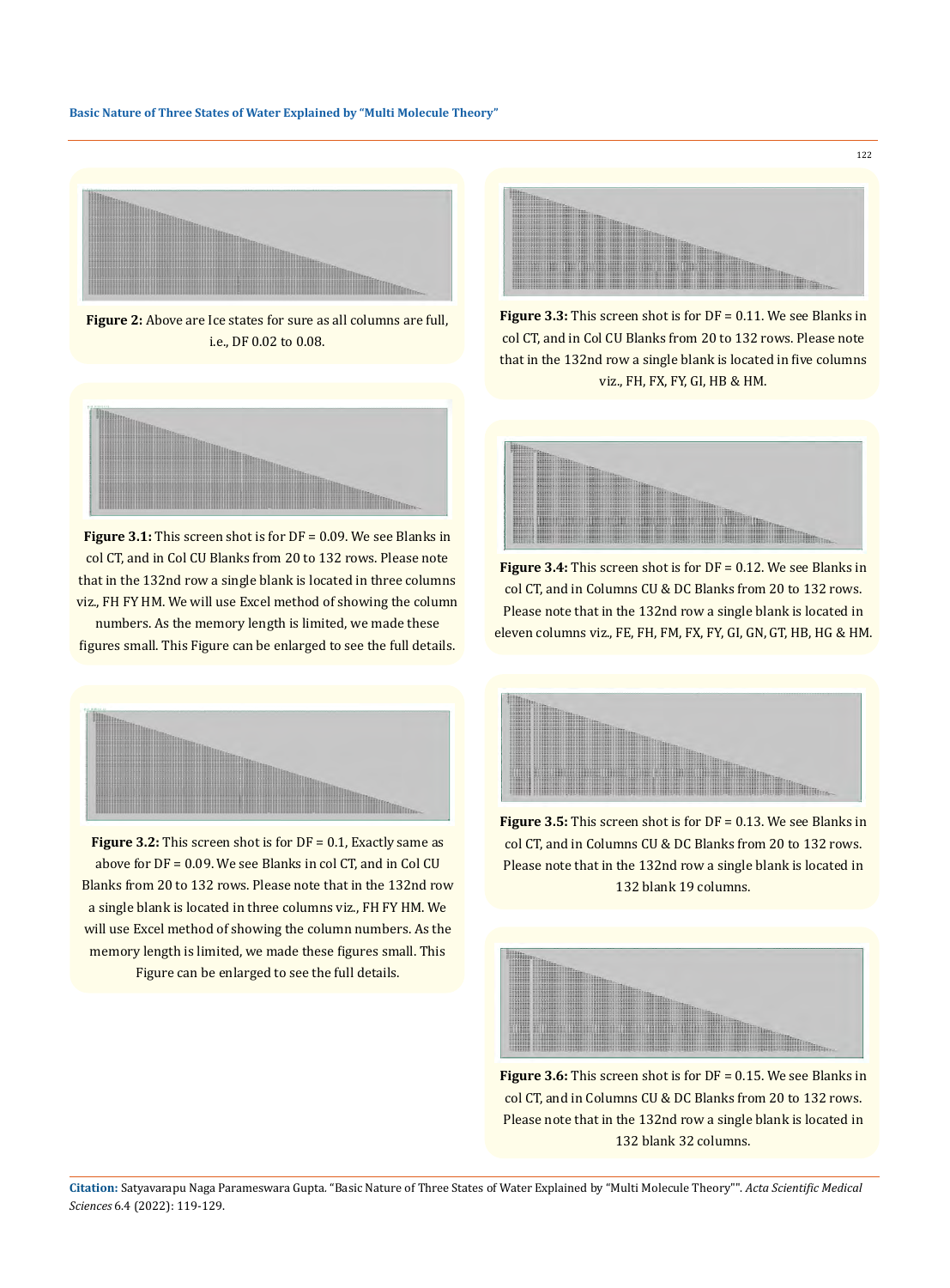**Figure 2:** Above are Ice states for sure as all columns are full, i.e., DF 0.02 to 0.08.

**Figure 3.1:** This screen shot is for DF = 0.09. We see Blanks in col CT, and in Col CU Blanks from 20 to 132 rows. Please note that in the 132nd row a single blank is located in three columns viz., FH FY HM. We will use Excel method of showing the column numbers. As the memory length is limited, we made these figures small. This Figure can be enlarged to see the full details.

**Figure 3.2:** This screen shot is for DF = 0.1, Exactly same as above for DF = 0.09. We see Blanks in col CT, and in Col CU Blanks from 20 to 132 rows. Please note that in the 132nd row a single blank is located in three columns viz., FH FY HM. We will use Excel method of showing the column numbers. As the memory length is limited, we made these figures small. This Figure can be enlarged to see the full details.

**Figure 3.3:** This screen shot is for DF = 0.11. We see Blanks in col CT, and in Col CU Blanks from 20 to 132 rows. Please note that in the 132nd row a single blank is located in five columns viz., FH, FX, FY, GI, HB & HM.

**Figure 3.4:** This screen shot is for DF = 0.12. We see Blanks in col CT, and in Columns CU & DC Blanks from 20 to 132 rows. Please note that in the 132nd row a single blank is located in eleven columns viz., FE, FH, FM, FX, FY, GI, GN, GT, HB, HG & HM.

**Figure 3.5:** This screen shot is for DF = 0.13. We see Blanks in col CT, and in Columns CU & DC Blanks from 20 to 132 rows. Please note that in the 132nd row a single blank is located in 132 blank 19 columns.

**Figure 3.6:** This screen shot is for DF = 0.15. We see Blanks in col CT, and in Columns CU & DC Blanks from 20 to 132 rows. Please note that in the 132nd row a single blank is located in 132 blank 32 columns.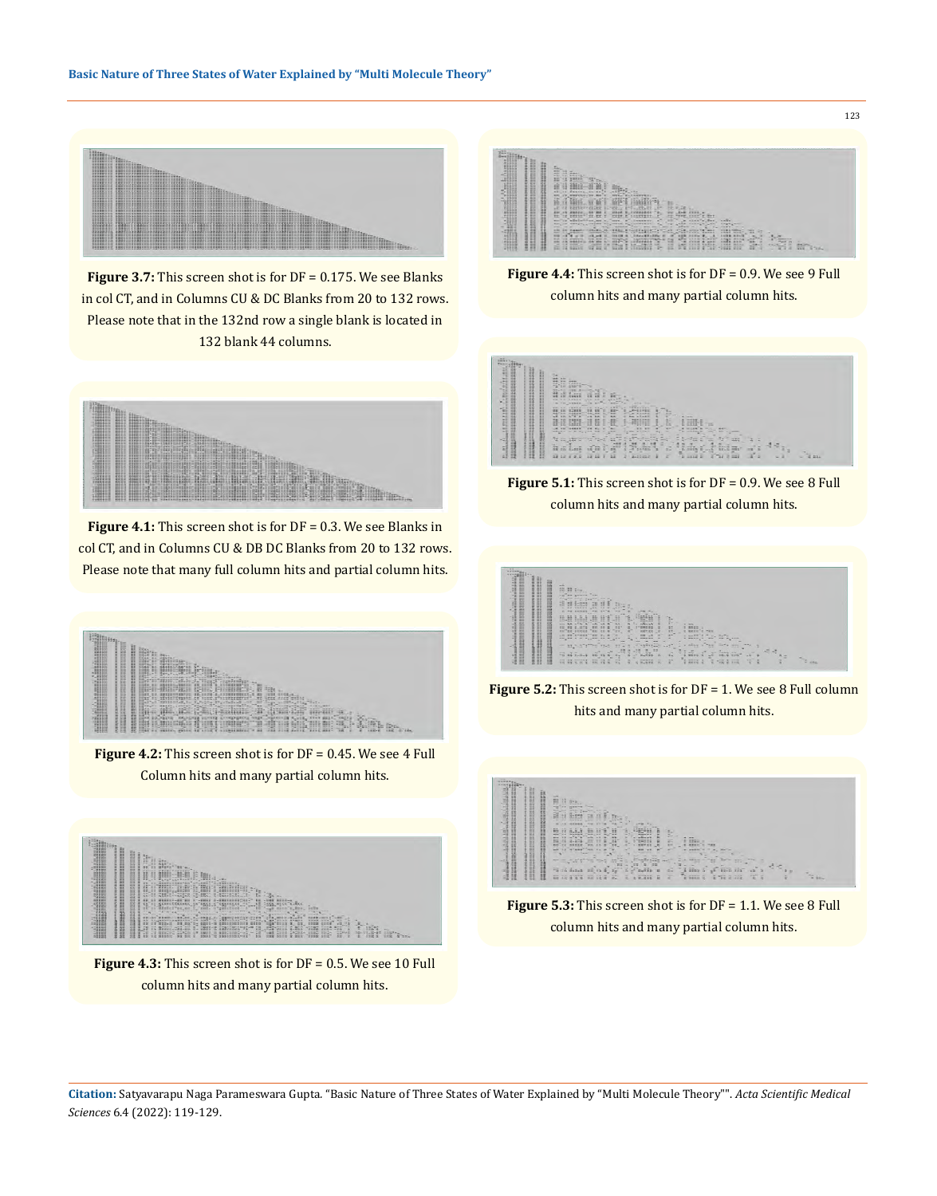**Figure 3.7:** This screen shot is for DF = 0.175. We see Blanks in col CT, and in Columns CU & DC Blanks from 20 to 132 rows. Please note that in the 132nd row a single blank is located in 132 blank 44 columns.

**Figure 4.1:** This screen shot is for DF = 0.3. We see Blanks in col CT, and in Columns CU & DB DC Blanks from 20 to 132 rows. Please note that many full column hits and partial column hits.

**Figure 4.2:** This screen shot is for DF = 0.45. We see 4 Full Column hits and many partial column hits.

**Figure 4.3:** This screen shot is for DF = 0.5. We see 10 Full column hits and many partial column hits.

**Figure 4.4:** This screen shot is for DF = 0.9. We see 9 Full column hits and many partial column hits.

**Figure 5.1:** This screen shot is for DF = 0.9. We see 8 Full column hits and many partial column hits.

**Figure 5.2:** This screen shot is for DF = 1. We see 8 Full column hits and many partial column hits.

**Figure 5.3:** This screen shot is for DF = 1.1. We see 8 Full column hits and many partial column hits.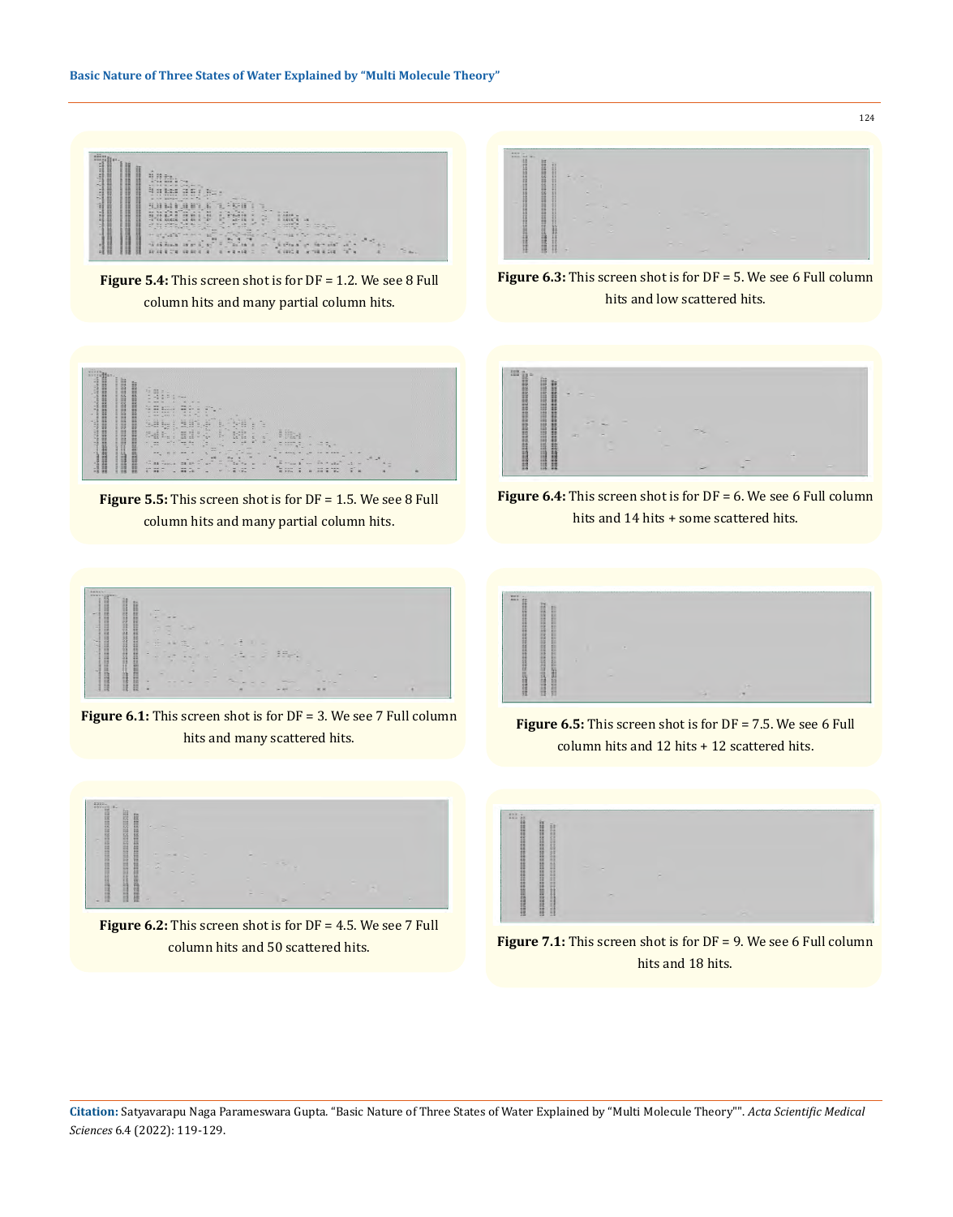**Figure 5.4:** This screen shot is for DF = 1.2. We see 8 Full column hits and many partial column hits.

**Figure 5.5:** This screen shot is for DF = 1.5. We see 8 Full column hits and many partial column hits.

**Figure 6.1:** This screen shot is for DF = 3. We see 7 Full column hits and many scattered hits.

**Figure 6.2:** This screen shot is for DF = 4.5. We see 7 Full column hits and 50 scattered hits.

**Figure 6.3:** This screen shot is for DF = 5. We see 6 Full column hits and low scattered hits.

**Figure 6.4:** This screen shot is for DF = 6. We see 6 Full column hits and 14 hits + some scattered hits.

**Figure 6.5:** This screen shot is for DF = 7.5. We see 6 Full column hits and 12 hits + 12 scattered hits.

**Figure 7.1:** This screen shot is for DF = 9. We see 6 Full column hits and 18 hits.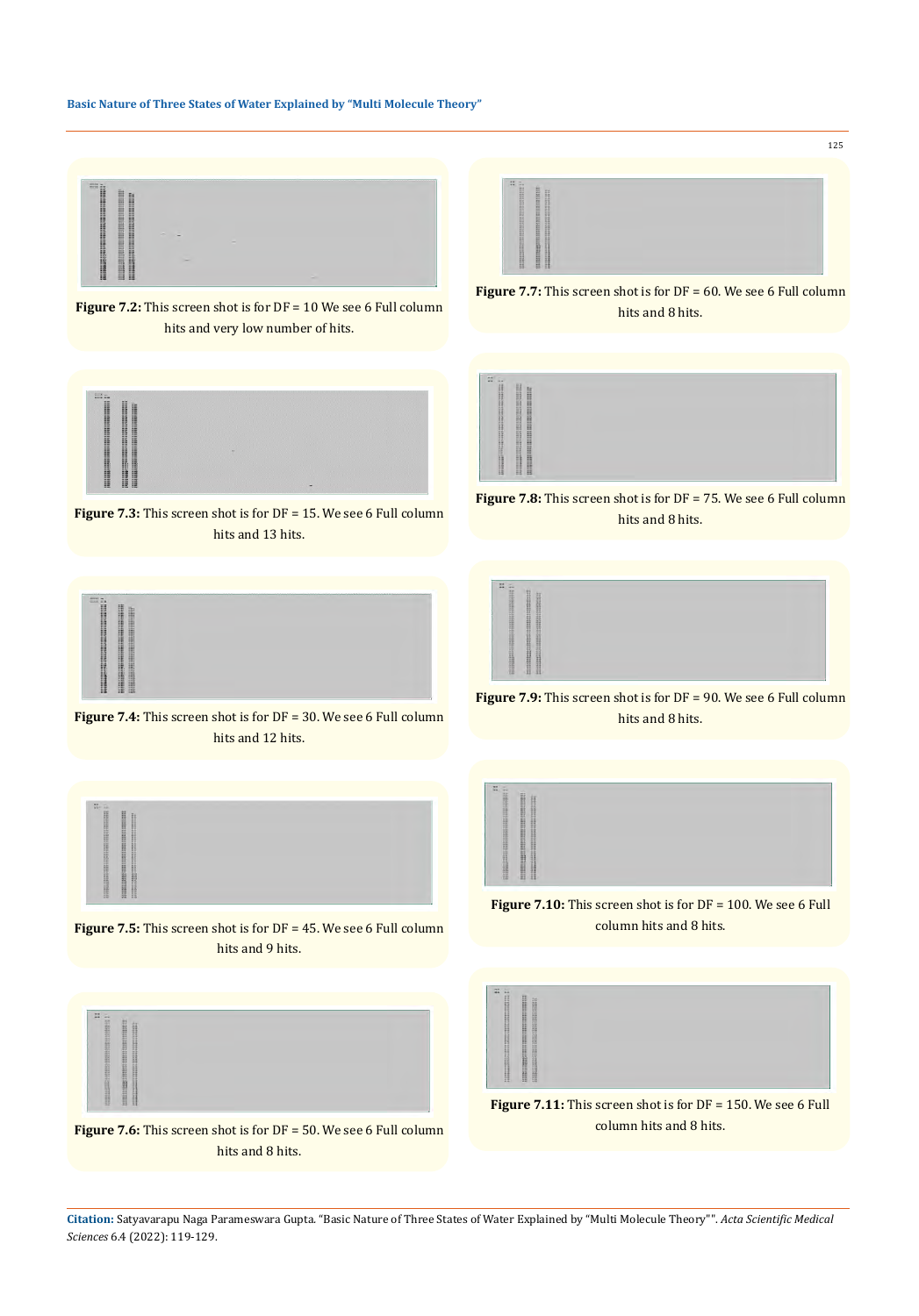**Figure 7.2:** This screen shot is for DF = 10 We see 6 Full column hits and very low number of hits.

**Figure 7.3:** This screen shot is for DF = 15. We see 6 Full column hits and 13 hits.

**Figure 7.4:** This screen shot is for DF = 30. We see 6 Full column hits and 12 hits.

**Figure 7.5:** This screen shot is for DF = 45. We see 6 Full column hits and 9 hits.

**Figure 7.6:** This screen shot is for DF = 50. We see 6 Full column hits and 8 hits.

**Figure 7.7:** This screen shot is for DF = 60. We see 6 Full column hits and 8 hits.

**Figure 7.8:** This screen shot is for DF = 75. We see 6 Full column hits and 8 hits.

**Figure 7.9:** This screen shot is for DF = 90. We see 6 Full column hits and 8 hits.

**Figure 7.10:** This screen shot is for DF = 100. We see 6 Full column hits and 8 hits.

**Figure 7.11:** This screen shot is for DF = 150. We see 6 Full column hits and 8 hits.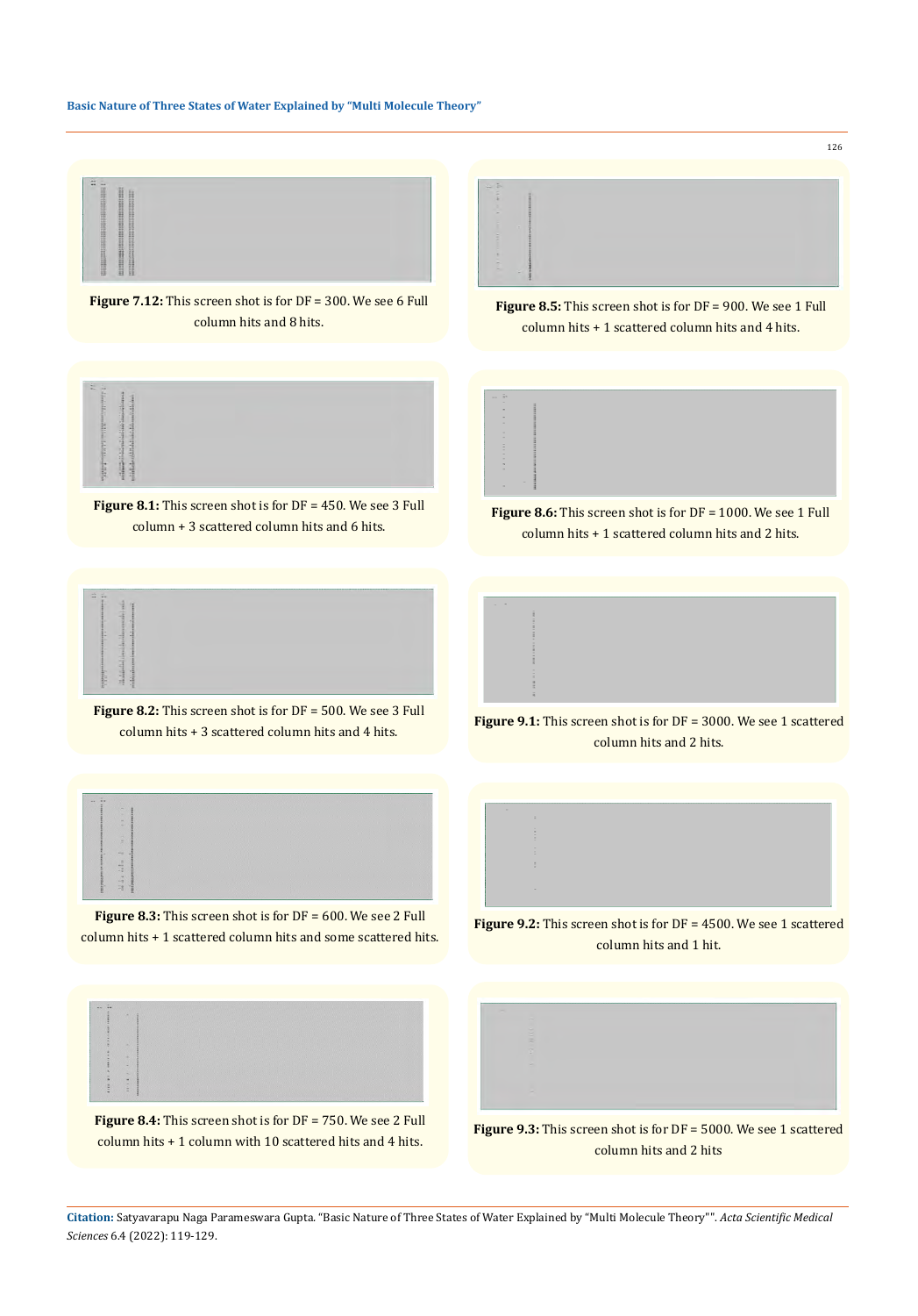**Figure 7.12:** This screen shot is for DF = 300. We see 6 Full column hits and 8 hits.

**Figure 8.1:** This screen shot is for DF = 450. We see 3 Full column + 3 scattered column hits and 6 hits.

**Figure 8.2:** This screen shot is for DF = 500. We see 3 Full column hits + 3 scattered column hits and 4 hits.

**Figure 8.3:** This screen shot is for DF = 600. We see 2 Full column hits + 1 scattered column hits and some scattered hits.

**Figure 8.4:** This screen shot is for DF = 750. We see 2 Full column hits + 1 column with 10 scattered hits and 4 hits.

**Figure 8.5:** This screen shot is for DF = 900. We see 1 Full column hits + 1 scattered column hits and 4 hits.

**Figure 8.6:** This screen shot is for DF = 1000. We see 1 Full column hits + 1 scattered column hits and 2 hits.

**Figure 9.1:** This screen shot is for DF = 3000. We see 1 scattered column hits and 2 hits.

**Figure 9.2:** This screen shot is for DF = 4500. We see 1 scattered column hits and 1 hit.

**Figure 9.3:** This screen shot is for DF = 5000. We see 1 scattered column hits and 2 hits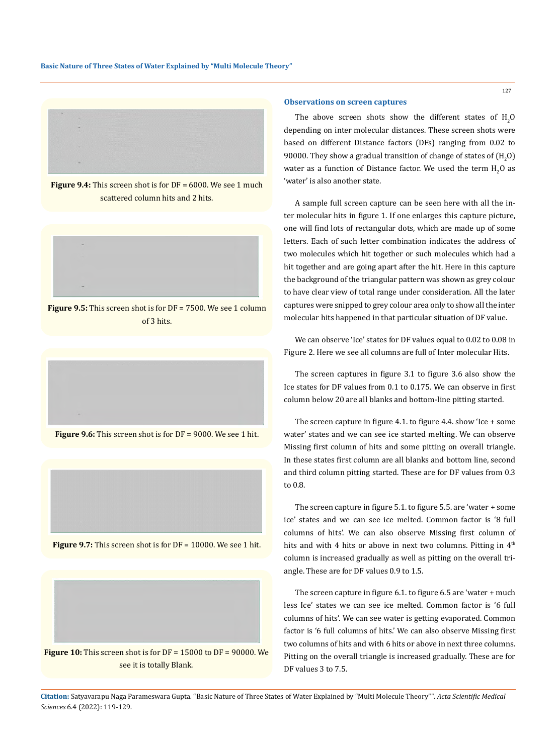**Figure 9.4:** This screen shot is for DF = 6000. We see 1 much scattered column hits and 2 hits.

**Figure 9.5:** This screen shot is for DF = 7500. We see 1 column of 3 hits.

**Figure 9.6:** This screen shot is for DF = 9000. We see 1 hit.

**Figure 9.7:** This screen shot is for DF = 10000. We see 1 hit.

**Figure 10:** This screen shot is for DF = 15000 to DF = 90000. We see it is totally Blank.

### Observations on screen captures

The above screen shots show the different states of $H_2O$ depending on inter molecular distances. These screen shots were based on different Distance factors (DFs) ranging from 0.02 to 90000. They show a gradual transition of change of states of ($H_2O$) water as a function of Distance factor. We used the term $H_2O$ as 'water' is also another state.

A sample full screen capture can be seen here with all the inter molecular hits in figure 1. If one enlarges this capture picture, one will find lots of rectangular dots, which are made up of some letters. Each of such letter combination indicates the address of two molecules which hit together or such molecules which had a hit together and are going apart after the hit. Here in this capture the background of the triangular pattern was shown as grey colour to have clear view of total range under consideration. All the later captures were snipped to grey colour area only to show all the inter molecular hits happened in that particular situation of DF value.

We can observe 'Ice' states for DF values equal to 0.02 to 0.08 in Figure 2. Here we see all columns are full of Inter molecular Hits.

The screen captures in figure 3.1 to figure 3.6 also show the Ice states for DF values from 0.1 to 0.175. We can observe in first column below 20 are all blanks and bottom-line pitting started.

The screen capture in figure 4.1. to figure 4.4. show 'Ice + some water' states and we can see ice started melting. We can observe Missing first column of hits and some pitting on overall triangle. In these states first column are all blanks and bottom line, second and third column pitting started. These are for DF values from 0.3 to 0.8.

The screen capture in figure 5.1. to figure 5.5. are 'water + some ice' states and we can see ice melted. Common factor is '8 full columns of hits'. We can also observe Missing first column of hits and with 4 hits or above in next two columns. Pitting in 4th column is increased gradually as well as pitting on the overall triangle. These are for DF values 0.9 to 1.5.

The screen capture in figure 6.1. to figure 6.5 are 'water + much less Ice' states we can see ice melted. Common factor is '6 full columns of hits'. We can see water is getting evaporated. Common factor is '6 full columns of hits.' We can also observe Missing first two columns of hits and with 6 hits or above in next three columns. Pitting on the overall triangle is increased gradually. These are for DF values 3 to 7.5.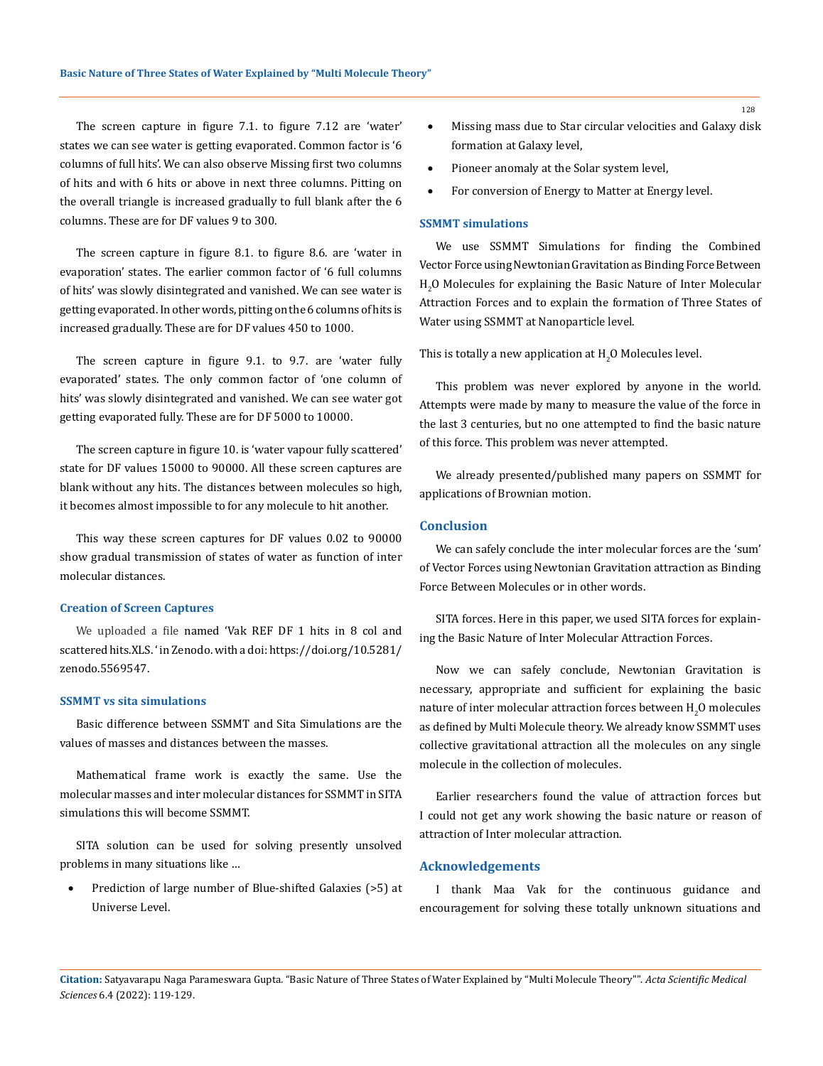The screen capture in figure 7.1. to figure 7.12 are 'water' states we can see water is getting evaporated. Common factor is '6 columns of full hits'. We can also observe Missing first two columns of hits and with 6 hits or above in next three columns. Pitting on the overall triangle is increased gradually to full blank after the 6 columns. These are for DF values 9 to 300.

The screen capture in figure 8.1. to figure 8.6. are 'water in evaporation' states. The earlier common factor of '6 full columns of hits' was slowly disintegrated and vanished. We can see water is getting evaporated. In other words, pitting on the 6 columns of hits is increased gradually. These are for DF values 450 to 1000.

The screen capture in figure 9.1. to 9.7. are 'water fully evaporated' states. The only common factor of 'one column of hits' was slowly disintegrated and vanished. We can see water got getting evaporated fully. These are for DF 5000 to 10000.

The screen capture in figure 10. is 'water vapour fully scattered' state for DF values 15000 to 90000. All these screen captures are blank without any hits. The distances between molecules so high, it becomes almost impossible to for any molecule to hit another.

This way these screen captures for DF values 0.02 to 90000 show gradual transmission of states of water as function of inter molecular distances.

### Creation of Screen Captures

We uploaded a file named 'Vak REF DF 1 hits in 8 col and scattered hits.XLS. ' in Zenodo. with a doi: https://doi.org/10.5281/zenodo.5569547.

### SSMMT vs sita simulations

Basic difference between SSMMT and Sita Simulations are the values of masses and distances between the masses.

Mathematical frame work is exactly the same. Use the molecular masses and inter molecular distances for SSMMT in SITA simulations this will become SSMMT.

SITA solution can be used for solving presently unsolved problems in many situations like …

- Prediction of large number of Blue-shifted Galaxies (>5) at Universe Level.
- Missing mass due to Star circular velocities and Galaxy disk formation at Galaxy level,
- Pioneer anomaly at the Solar system level,
- For conversion of Energy to Matter at Energy level.

### SSMMT simulations

We use SSMMT Simulations for finding the Combined Vector Force using Newtonian Gravitation as Binding Force Between $H_2O$ Molecules for explaining the Basic Nature of Inter Molecular Attraction Forces and to explain the formation of Three States of Water using SSMMT at Nanoparticle level.

This is totally a new application at $H_2O$ Molecules level.

This problem was never explored by anyone in the world. Attempts were made by many to measure the value of the force in the last 3 centuries, but no one attempted to find the basic nature of this force. This problem was never attempted.

We already presented/published many papers on SSMMT for applications of Brownian motion.

## Conclusion

We can safely conclude the inter molecular forces are the 'sum' of Vector Forces using Newtonian Gravitation attraction as Binding Force Between Molecules or in other words.

SITA forces. Here in this paper, we used SITA forces for explaining the Basic Nature of Inter Molecular Attraction Forces.

Now we can safely conclude, Newtonian Gravitation is necessary, appropriate and sufficient for explaining the basic nature of inter molecular attraction forces between $H_2O$ molecules as defined by Multi Molecule theory. We already know SSMMT uses collective gravitational attraction all the molecules on any single molecule in the collection of molecules.

Earlier researchers found the value of attraction forces but I could not get any work showing the basic nature or reason of attraction of Inter molecular attraction.

## Acknowledgements

I thank Maa Vak for the continuous guidance and encouragement for solving these totally unknown situations and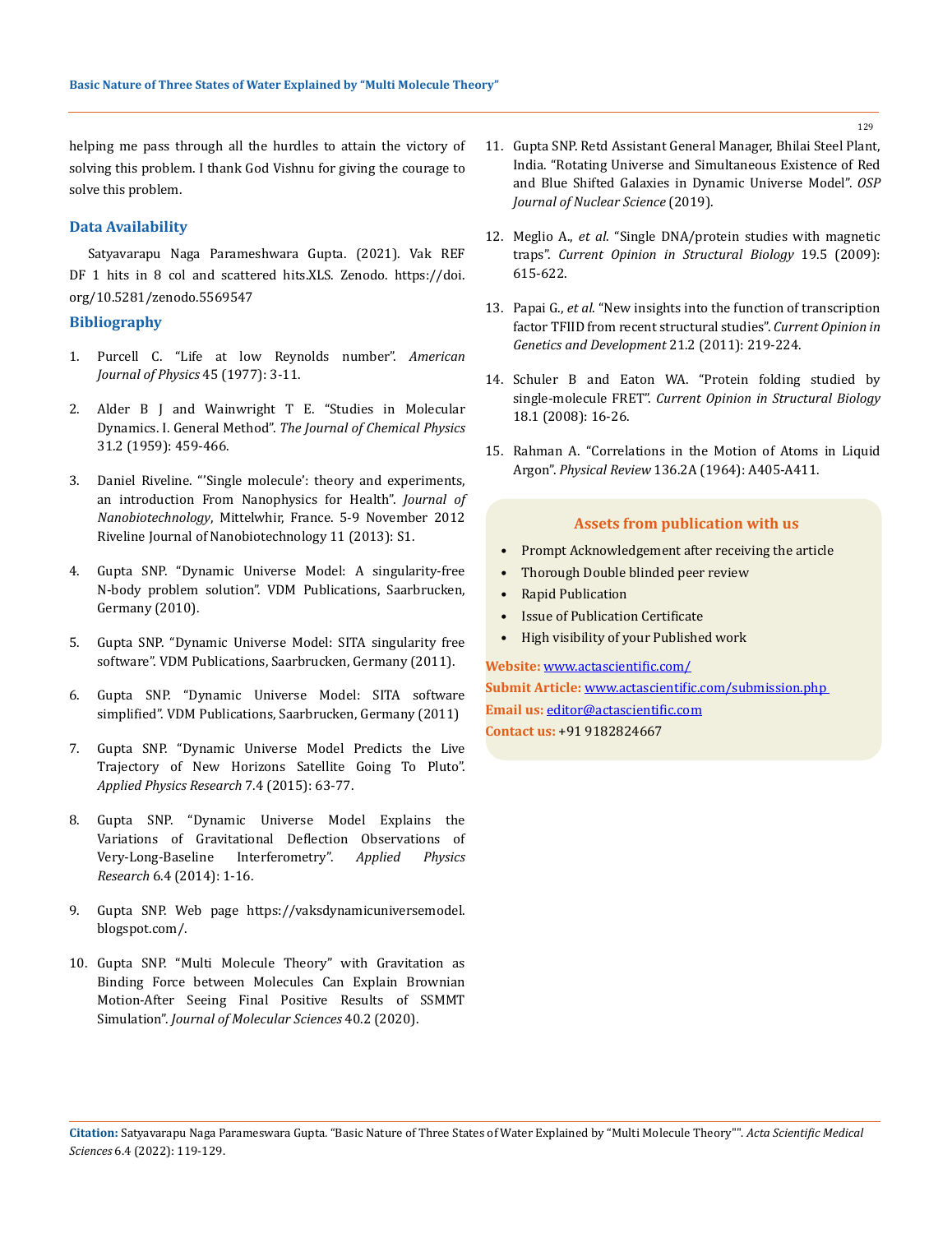helping me pass through all the hurdles to attain the victory of solving this problem. I thank God Vishnu for giving the courage to solve this problem.

## Data Availability

Satyavarapu Naga Parameshwara Gupta. (2021). Vak REF DF 1 hits in 8 col and scattered hits.XLS. Zenodo. https://doi.org/10.5281/zenodo.5569547

## Bibliography

1. Purcell C. "Life at low Reynolds number". *American Journal of Physics* 45 (1977): 3-11.
2. Alder B J and Wainwright T E. "Studies in Molecular Dynamics. I. General Method". *The Journal of Chemical Physics* 31.2 (1959): 459-466.
3. Daniel Riveline. "'Single molecule': theory and experiments, an introduction From Nanophysics for Health". *Journal of Nanobiotechnology*, Mittelwhir, France. 5-9 November 2012 Riveline Journal of Nanobiotechnology 11 (2013): S1.
4. Gupta SNP. "Dynamic Universe Model: A singularity-free N-body problem solution". VDM Publications, Saarbrucken, Germany (2010).
5. Gupta SNP. "Dynamic Universe Model: SITA singularity free software". VDM Publications, Saarbrucken, Germany (2011).
6. Gupta SNP. "Dynamic Universe Model: SITA software simplified". VDM Publications, Saarbrucken, Germany (2011)
7. Gupta SNP. "Dynamic Universe Model Predicts the Live Trajectory of New Horizons Satellite Going To Pluto". *Applied Physics Research* 7.4 (2015): 63-77.
8. Gupta SNP. "Dynamic Universe Model Explains the Variations of Gravitational Deflection Observations of Very-Long-Baseline Interferometry". *Applied Physics Research* 6.4 (2014): 1-16.
9. Gupta SNP. Web page https://vaksdynamicuniversemodel.blogspot.com/.
10. Gupta SNP. "Multi Molecule Theory" with Gravitation as Binding Force between Molecules Can Explain Brownian Motion-After Seeing Final Positive Results of SSMMT Simulation". *Journal of Molecular Sciences* 40.2 (2020).
11. Gupta SNP. Retd Assistant General Manager, Bhilai Steel Plant, India. "Rotating Universe and Simultaneous Existence of Red and Blue Shifted Galaxies in Dynamic Universe Model". *OSP Journal of Nuclear Science* (2019).
12. Meglio A., *et al*. "Single DNA/protein studies with magnetic traps". *Current Opinion in Structural Biology* 19.5 (2009): 615-622.
13. Papai G., *et al*. "New insights into the function of transcription factor TFIID from recent structural studies". *Current Opinion in Genetics and Development* 21.2 (2011): 219-224.
14. Schuler B and Eaton WA. "Protein folding studied by single-molecule FRET". *Current Opinion in Structural Biology* 18.1 (2008): 16-26.
15. Rahman A. "Correlations in the Motion of Atoms in Liquid Argon". *Physical Review* 136.2A (1964): A405-A411.

**Assets from publication with us**

- Prompt Acknowledgement after receiving the article
- Thorough Double blinded peer review
- Rapid Publication
- Issue of Publication Certificate
- High visibility of your Published work

**Website:** www.actascientific.com/
**Submit Article:** www.actascientific.com/submission.php
**Email us:** editor@actascientific.com
**Contact us:** +91 9182824667